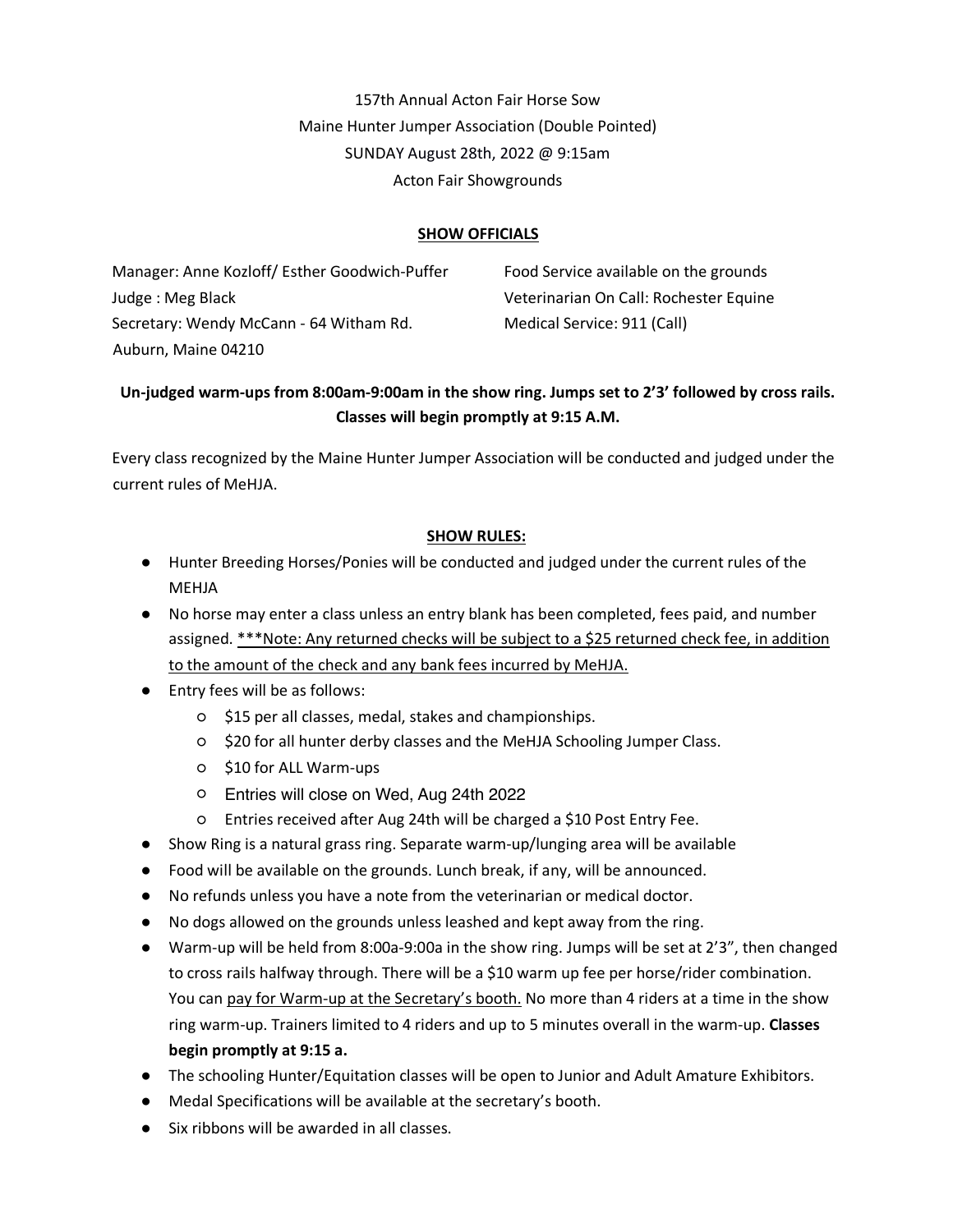157th Annual Acton Fair Horse Sow
Maine Hunter Jumper Association (Double Pointed)
SUNDAY August 28th, 2022 @ 9:15am
Acton Fair Showgrounds

## SHOW OFFICIALS

Manager: Anne Kozloff/ Esther Goodwich-Puffer
Judge : Meg Black
Secretary: Wendy McCann - 64 Witham Rd. Auburn, Maine 04210

Food Service available on the grounds
Veterinarian On Call: Rochester Equine
Medical Service: 911 (Call)

**Un-judged warm-ups from 8:00am-9:00am in the show ring. Jumps set to 2'3' followed by cross rails. Classes will begin promptly at 9:15 A.M.**

Every class recognized by the Maine Hunter Jumper Association will be conducted and judged under the current rules of MeHJA.

## SHOW RULES:

- Hunter Breeding Horses/Ponies will be conducted and judged under the current rules of the MEHJA
- No horse may enter a class unless an entry blank has been completed, fees paid, and number assigned. ***Note: Any returned checks will be subject to a $25 returned check fee, in addition to the amount of the check and any bank fees incurred by MeHJA.
- Entry fees will be as follows:
  - $15 per all classes, medal, stakes and championships.
  - $20 for all hunter derby classes and the MeHJA Schooling Jumper Class.
  - $10 for ALL Warm-ups
  - Entries will close on Wed, Aug 24th 2022
  - Entries received after Aug 24th will be charged a $10 Post Entry Fee.
- Show Ring is a natural grass ring. Separate warm-up/lunging area will be available
- Food will be available on the grounds. Lunch break, if any, will be announced.
- No refunds unless you have a note from the veterinarian or medical doctor.
- No dogs allowed on the grounds unless leashed and kept away from the ring.
- Warm-up will be held from 8:00a-9:00a in the show ring. Jumps will be set at 2'3", then changed to cross rails halfway through. There will be a $10 warm up fee per horse/rider combination. You can pay for Warm-up at the Secretary's booth. No more than 4 riders at a time in the show ring warm-up. Trainers limited to 4 riders and up to 5 minutes overall in the warm-up. **Classes begin promptly at 9:15 a.**
- The schooling Hunter/Equitation classes will be open to Junior and Adult Amature Exhibitors.
- Medal Specifications will be available at the secretary's booth.
- Six ribbons will be awarded in all classes.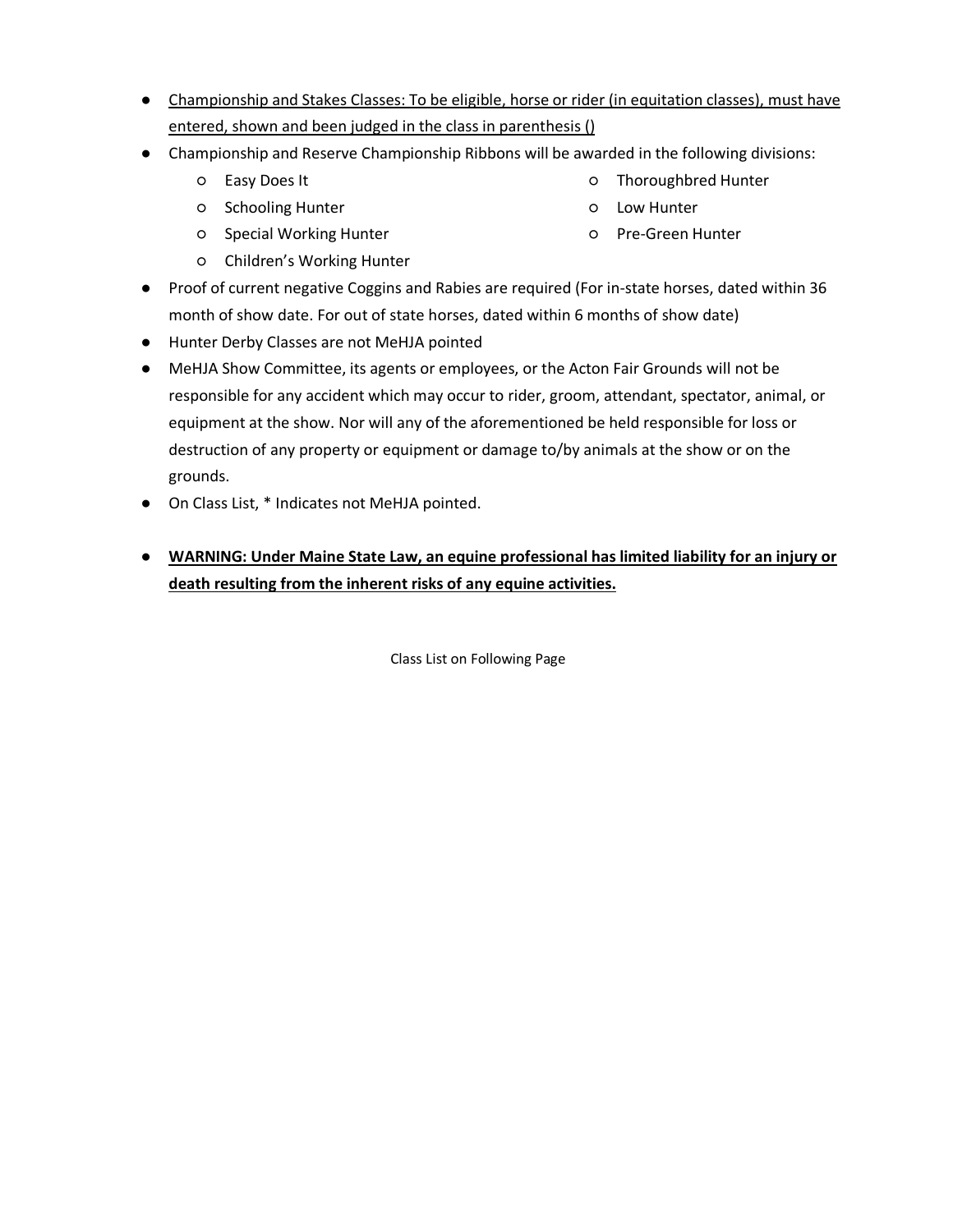- <u>Championship and Stakes Classes: To be eligible, horse or rider (in equitation classes), must have entered, shown and been judged in the class in parenthesis ()</u>
- Championship and Reserve Championship Ribbons will be awarded in the following divisions:
  - Easy Does It
  - Schooling Hunter
  - Special Working Hunter
  - Children's Working Hunter
  - Thoroughbred Hunter
  - Low Hunter
  - Pre-Green Hunter
- Proof of current negative Coggins and Rabies are required (For in-state horses, dated within 36 month of show date. For out of state horses, dated within 6 months of show date)
- Hunter Derby Classes are not MeHJA pointed
- MeHJA Show Committee, its agents or employees, or the Acton Fair Grounds will not be responsible for any accident which may occur to rider, groom, attendant, spectator, animal, or equipment at the show. Nor will any of the aforementioned be held responsible for loss or destruction of any property or equipment or damage to/by animals at the show or on the grounds.
- On Class List, * Indicates not MeHJA pointed.

- **<u>WARNING: Under Maine State Law, an equine professional has limited liability for an injury or death resulting from the inherent risks of any equine activities.</u>**

Class List on Following Page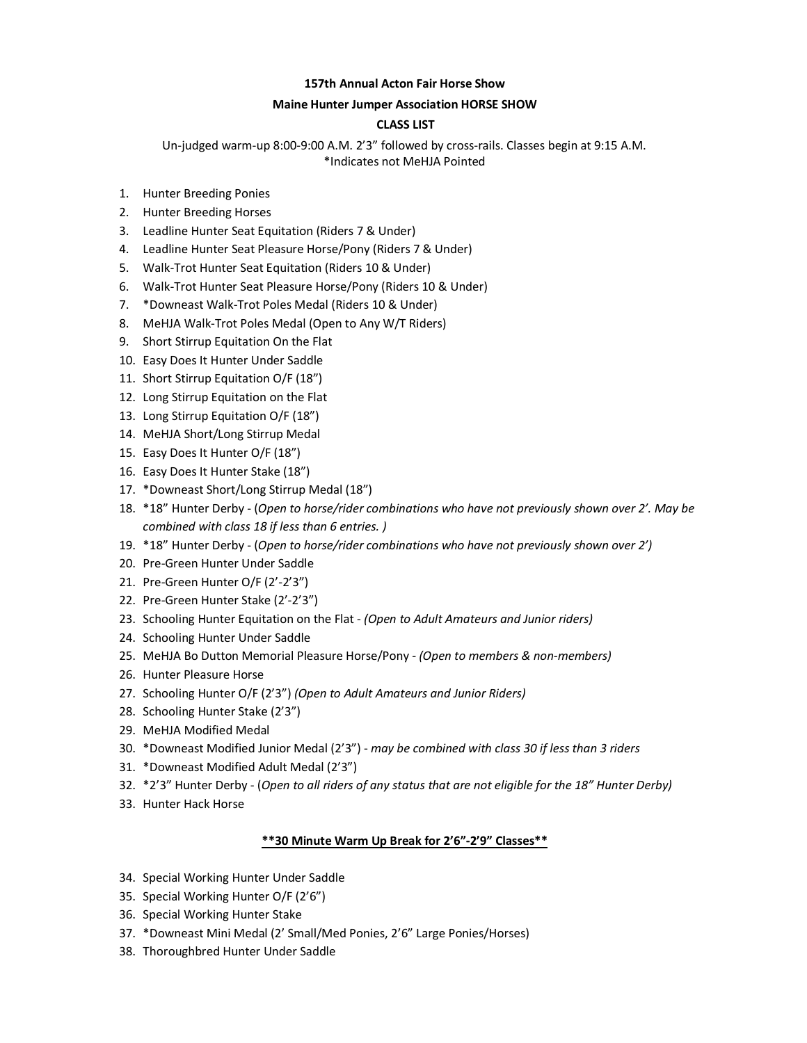**157th Annual Acton Fair Horse Show**

**Maine Hunter Jumper Association HORSE SHOW**

**CLASS LIST**

Un-judged warm-up 8:00-9:00 A.M. 2'3" followed by cross-rails. Classes begin at 9:15 A.M.
*Indicates not MeHJA Pointed

1. Hunter Breeding Ponies
2. Hunter Breeding Horses
3. Leadline Hunter Seat Equitation (Riders 7 & Under)
4. Leadline Hunter Seat Pleasure Horse/Pony (Riders 7 & Under)
5. Walk-Trot Hunter Seat Equitation (Riders 10 & Under)
6. Walk-Trot Hunter Seat Pleasure Horse/Pony (Riders 10 & Under)
7. *Downeast Walk-Trot Poles Medal (Riders 10 & Under)
8. MeHJA Walk-Trot Poles Medal (Open to Any W/T Riders)
9. Short Stirrup Equitation On the Flat
10. Easy Does It Hunter Under Saddle
11. Short Stirrup Equitation O/F (18")
12. Long Stirrup Equitation on the Flat
13. Long Stirrup Equitation O/F (18")
14. MeHJA Short/Long Stirrup Medal
15. Easy Does It Hunter O/F (18")
16. Easy Does It Hunter Stake (18")
17. *Downeast Short/Long Stirrup Medal (18")
18. *18" Hunter Derby - (*Open to horse/rider combinations who have not previously shown over 2'. May be combined with class 18 if less than 6 entries.* )
19. *18" Hunter Derby - (*Open to horse/rider combinations who have not previously shown over 2'*)
20. Pre-Green Hunter Under Saddle
21. Pre-Green Hunter O/F (2'-2'3")
22. Pre-Green Hunter Stake (2'-2'3")
23. Schooling Hunter Equitation on the Flat - *(Open to Adult Amateurs and Junior riders)*
24. Schooling Hunter Under Saddle
25. MeHJA Bo Dutton Memorial Pleasure Horse/Pony - *(Open to members & non-members)*
26. Hunter Pleasure Horse
27. Schooling Hunter O/F (2'3") *(Open to Adult Amateurs and Junior Riders)*
28. Schooling Hunter Stake (2'3")
29. MeHJA Modified Medal
30. *Downeast Modified Junior Medal (2'3") - *may be combined with class 30 if less than 3 riders*
31. *Downeast Modified Adult Medal (2'3")
32. *2'3" Hunter Derby - (*Open to all riders of any status that are not eligible for the 18" Hunter Derby)*
33. Hunter Hack Horse

**<u>**30 Minute Warm Up Break for 2'6"-2'9" Classes**</u>**

34. Special Working Hunter Under Saddle
35. Special Working Hunter O/F (2'6")
36. Special Working Hunter Stake
37. *Downeast Mini Medal (2' Small/Med Ponies, 2'6" Large Ponies/Horses)
38. Thoroughbred Hunter Under Saddle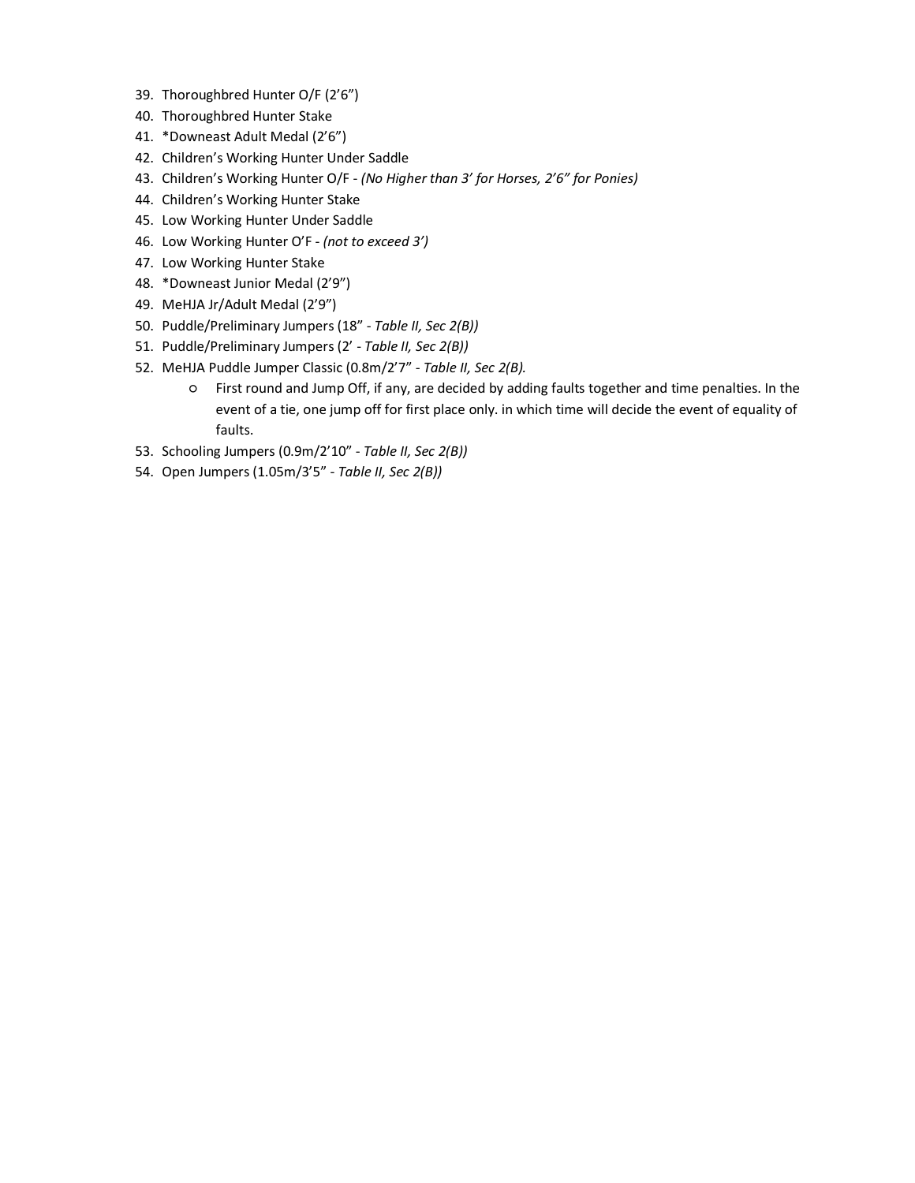39. Thoroughbred Hunter O/F (2’6”)
40. Thoroughbred Hunter Stake
41. *Downeast Adult Medal (2’6”)
42. Children’s Working Hunter Under Saddle
43. Children’s Working Hunter O/F - *(No Higher than 3’ for Horses, 2’6” for Ponies)*
44. Children’s Working Hunter Stake
45. Low Working Hunter Under Saddle
46. Low Working Hunter O’F - *(not to exceed 3’)*
47. Low Working Hunter Stake
48. *Downeast Junior Medal (2’9”)
49. MeHJA Jr/Adult Medal (2’9”)
50. Puddle/Preliminary Jumpers (18” - *Table II, Sec 2(B))*
51. Puddle/Preliminary Jumpers (2’ - *Table II, Sec 2(B))*
52. MeHJA Puddle Jumper Classic (0.8m/2’7” - *Table II, Sec 2(B).*
    - First round and Jump Off, if any, are decided by adding faults together and time penalties. In the event of a tie, one jump off for first place only. in which time will decide the event of equality of faults.
53. Schooling Jumpers (0.9m/2’10” - *Table II, Sec 2(B))*
54. Open Jumpers (1.05m/3’5” - *Table II, Sec 2(B))*